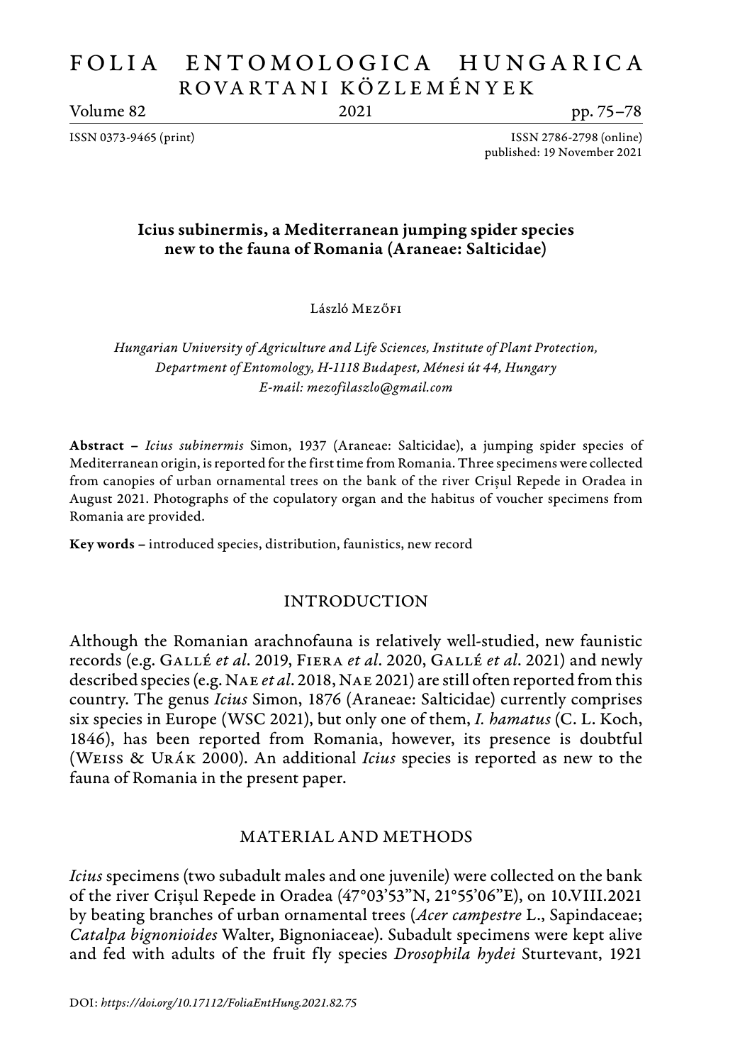# FOLIA ENTOMOLOGICA HUNGARICA
## ROVARTANI KÖZLEMÉNYEK

ISSN 0373-9465 (print) ISSN 2786-2798 (online)
published: 19 November 2021

### Icius subinermis, a Mediterranean jumping spider species new to the fauna of Romania (Araneae: Salticidae)

László Mezőfi

*Hungarian University of Agriculture and Life Sciences, Institute of Plant Protection, Department of Entomology, H-1118 Budapest, Ménesi út 44, Hungary*
*E-mail: mezofilaszlo@gmail.com*

**Abstract** – *Icius subinermis* Simon, 1937 (Araneae: Salticidae), a jumping spider species of Mediterranean origin, is reported for the first time from Romania. Three specimens were collected from canopies of urban ornamental trees on the bank of the river Crișul Repede in Oradea in August 2021. Photographs of the copulatory organ and the habitus of voucher specimens from Romania are provided.

**Key words** – introduced species, distribution, faunistics, new record

## INTRODUCTION

Although the Romanian arachnofauna is relatively well-studied, new faunistic records (e.g. Gallé *et al*. 2019, Fiera *et al*. 2020, Gallé *et al*. 2021) and newly described species (e.g. Nae *et al*. 2018, Nae 2021) are still often reported from this country. The genus *Icius* Simon, 1876 (Araneae: Salticidae) currently comprises six species in Europe (WSC 2021), but only one of them, *I. hamatus* (C. L. Koch, 1846), has been reported from Romania, however, its presence is doubtful (Weiss & Urák 2000). An additional *Icius* species is reported as new to the fauna of Romania in the present paper.

## MATERIAL AND METHODS

*Icius* specimens (two subadult males and one juvenile) were collected on the bank of the river Crișul Repede in Oradea (47°03'53"N, 21°55'06"E), on 10.VIII.2021 by beating branches of urban ornamental trees (*Acer campestre* L., Sapindaceae; *Catalpa bignonioides* Walter, Bignoniaceae). Subadult specimens were kept alive and fed with adults of the fruit fly species *Drosophila hydei* Sturtevant, 1921

DOI: *https://doi.org/10.17112/FoliaEntHung.2021.82.75*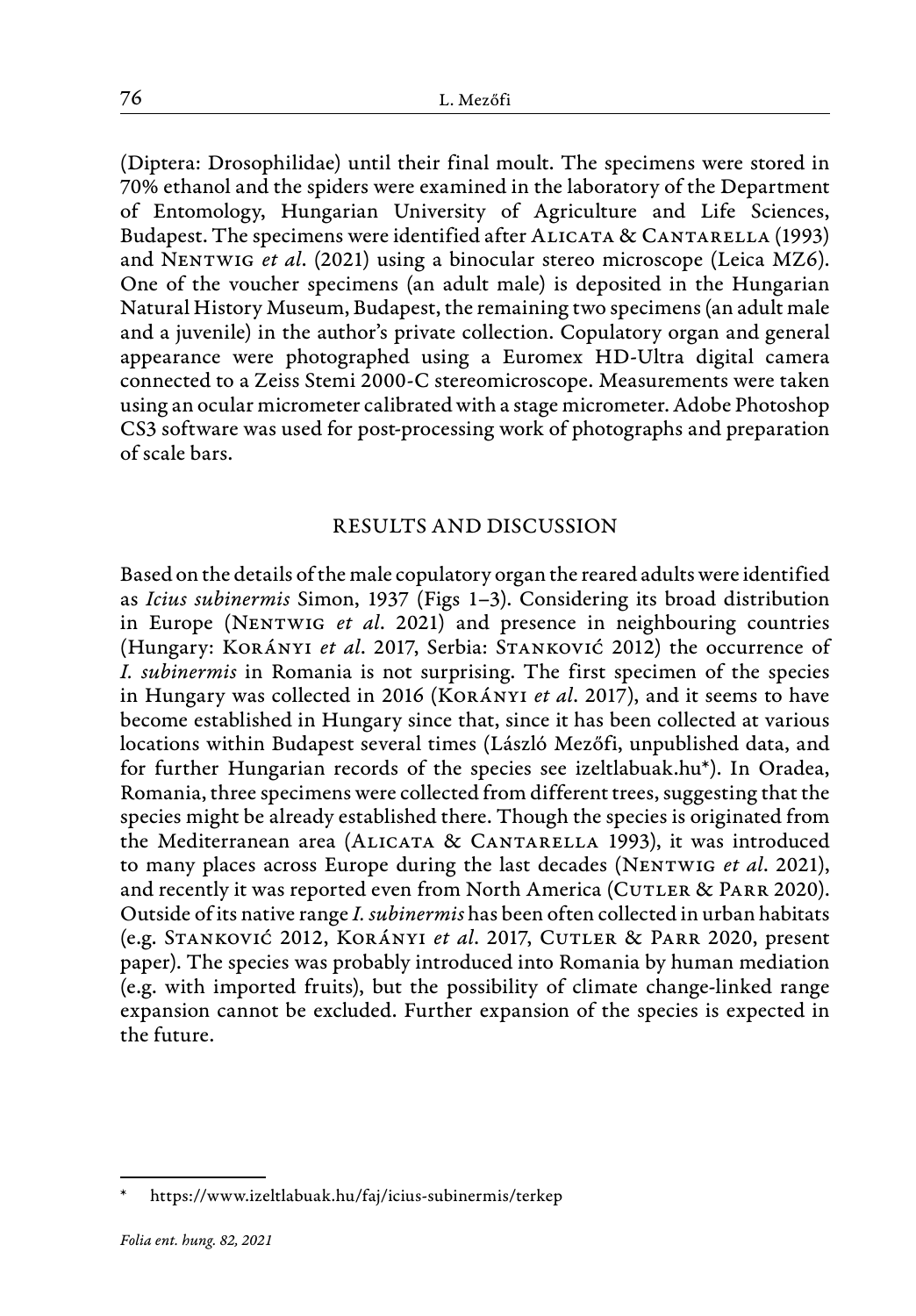(Diptera: Drosophilidae) until their final moult. The specimens were stored in 70% ethanol and the spiders were examined in the laboratory of the Department of Entomology, Hungarian University of Agriculture and Life Sciences, Budapest. The specimens were identified after Alicata & Cantarella (1993) and Nentwig *et al*. (2021) using a binocular stereo microscope (Leica MZ6). One of the voucher specimens (an adult male) is deposited in the Hungarian Natural History Museum, Budapest, the remaining two specimens (an adult male and a juvenile) in the author's private collection. Copulatory organ and general appearance were photographed using a Euromex HD-Ultra digital camera connected to a Zeiss Stemi 2000-C stereomicroscope. Measurements were taken using an ocular micrometer calibrated with a stage micrometer. Adobe Photoshop CS3 software was used for post-processing work of photographs and preparation of scale bars.

## RESULTS AND DISCUSSION

Based on the details of the male copulatory organ the reared adults were identified as *Icius subinermis* Simon, 1937 (Figs 1–3). Considering its broad distribution in Europe (Nentwig *et al*. 2021) and presence in neighbouring countries (Hungary: Korányi *et al*. 2017, Serbia: Stanković 2012) the occurrence of *I. subinermis* in Romania is not surprising. The first specimen of the species in Hungary was collected in 2016 (Korányi *et al*. 2017), and it seems to have become established in Hungary since that, since it has been collected at various locations within Budapest several times (László Mezőfi, unpublished data, and for further Hungarian records of the species see izeltlabuak.hu*). In Oradea, Romania, three specimens were collected from different trees, suggesting that the species might be already established there. Though the species is originated from the Mediterranean area (Alicata & Cantarella 1993), it was introduced to many places across Europe during the last decades (Nentwig *et al*. 2021), and recently it was reported even from North America (Cutler & Parr 2020). Outside of its native range *I. subinermis* has been often collected in urban habitats (e.g. Stanković 2012, Korányi *et al*. 2017, Cutler & Parr 2020, present paper). The species was probably introduced into Romania by human mediation (e.g. with imported fruits), but the possibility of climate change-linked range expansion cannot be excluded. Further expansion of the species is expected in the future.

---

* https://www.izeltlabuak.hu/faj/icius-subinermis/terkep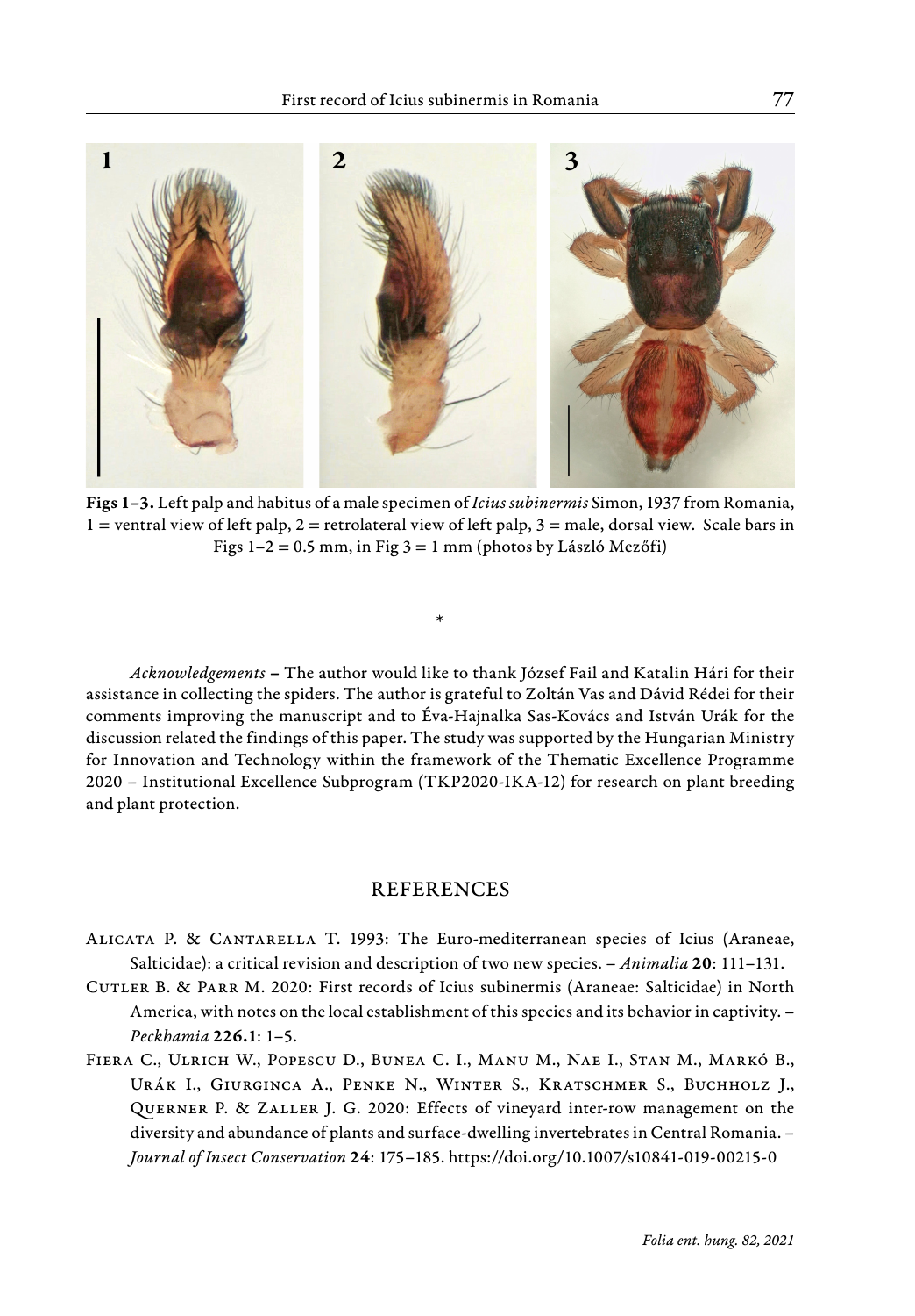**Figs 1–3.** Left palp and habitus of a male specimen of *Icius subinermis* Simon, 1937 from Romania, 1 = ventral view of left palp, 2 = retrolateral view of left palp, 3 = male, dorsal view. Scale bars in Figs 1–2 = 0.5 mm, in Fig 3 = 1 mm (photos by László Mezőfi)

\*

*Acknowledgements* – The author would like to thank József Fail and Katalin Hári for their assistance in collecting the spiders. The author is grateful to Zoltán Vas and Dávid Rédei for their comments improving the manuscript and to Éva-Hajnalka Sas-Kovács and István Urák for the discussion related the findings of this paper. The study was supported by the Hungarian Ministry for Innovation and Technology within the framework of the Thematic Excellence Programme 2020 – Institutional Excellence Subprogram (TKP2020-IKA-12) for research on plant breeding and plant protection.

## REFERENCES

Alicata P. & Cantarella T. 1993: The Euro-mediterranean species of Icius (Araneae, Salticidae): a critical revision and description of two new species. – *Animalia* **20**: 111–131.

Cutler B. & Parr M. 2020: First records of Icius subinermis (Araneae: Salticidae) in North America, with notes on the local establishment of this species and its behavior in captivity. – *Peckhamia* **226.1**: 1–5.

Fiera C., Ulrich W., Popescu D., Bunea C. I., Manu M., Nae I., Stan M., Markó B., Urák I., Giurginca A., Penke N., Winter S., Kratschmer S., Buchholz J., Querner P. & Zaller J. G. 2020: Effects of vineyard inter-row management on the diversity and abundance of plants and surface-dwelling invertebrates in Central Romania. – *Journal of Insect Conservation* **24**: 175–185. https://doi.org/10.1007/s10841-019-00215-0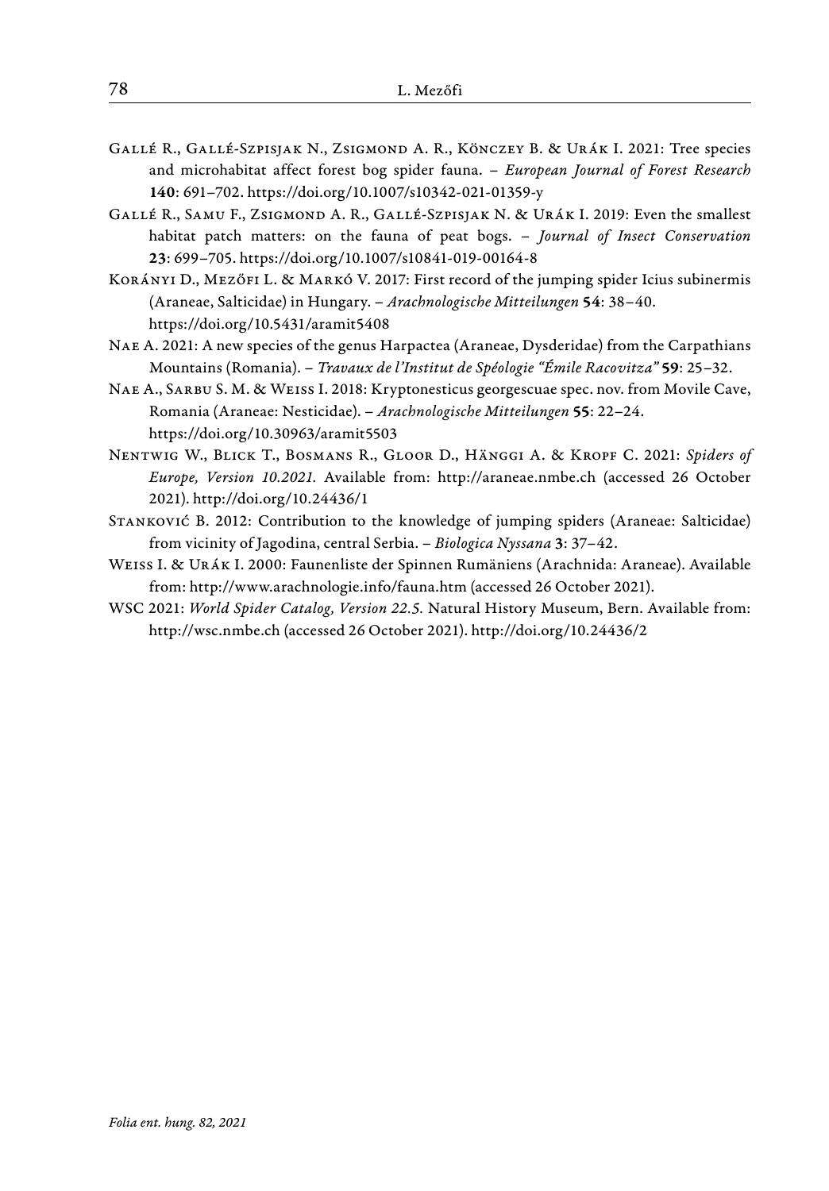Gallé R., Gallé-Szpisjak N., Zsigmond A. R., Könczey B. & Urák I. 2021: Tree species and microhabitat affect forest bog spider fauna. – *European Journal of Forest Research* **140**: 691–702. https://doi.org/10.1007/s10342-021-01359-y

Gallé R., Samu F., Zsigmond A. R., Gallé-Szpisjak N. & Urák I. 2019: Even the smallest habitat patch matters: on the fauna of peat bogs. – *Journal of Insect Conservation* **23**: 699–705. https://doi.org/10.1007/s10841-019-00164-8

Korányi D., Mezőfi L. & Markó V. 2017: First record of the jumping spider Icius subinermis (Araneae, Salticidae) in Hungary. – *Arachnologische Mitteilungen* **54**: 38–40. https://doi.org/10.5431/aramit5408

Nae A. 2021: A new species of the genus Harpactea (Araneae, Dysderidae) from the Carpathians Mountains (Romania). – *Travaux de l'Institut de Spéologie "Émile Racovitza"* **59**: 25–32.

Nae A., Sarbu S. M. & Weiss I. 2018: Kryptonesticus georgescuae spec. nov. from Movile Cave, Romania (Araneae: Nesticidae). – *Arachnologische Mitteilungen* **55**: 22–24. https://doi.org/10.30963/aramit5503

Nentwig W., Blick T., Bosmans R., Gloor D., Hänggi A. & Kropf C. 2021: *Spiders of Europe, Version 10.2021.* Available from: http://araneae.nmbe.ch (accessed 26 October 2021). http://doi.org/10.24436/1

Stanković B. 2012: Contribution to the knowledge of jumping spiders (Araneae: Salticidae) from vicinity of Jagodina, central Serbia. – *Biologica Nyssana* **3**: 37–42.

Weiss I. & Urák I. 2000: Faunenliste der Spinnen Rumäniens (Arachnida: Araneae). Available from: http://www.arachnologie.info/fauna.htm (accessed 26 October 2021).

WSC 2021: *World Spider Catalog, Version 22.5.* Natural History Museum, Bern. Available from: http://wsc.nmbe.ch (accessed 26 October 2021). http://doi.org/10.24436/2